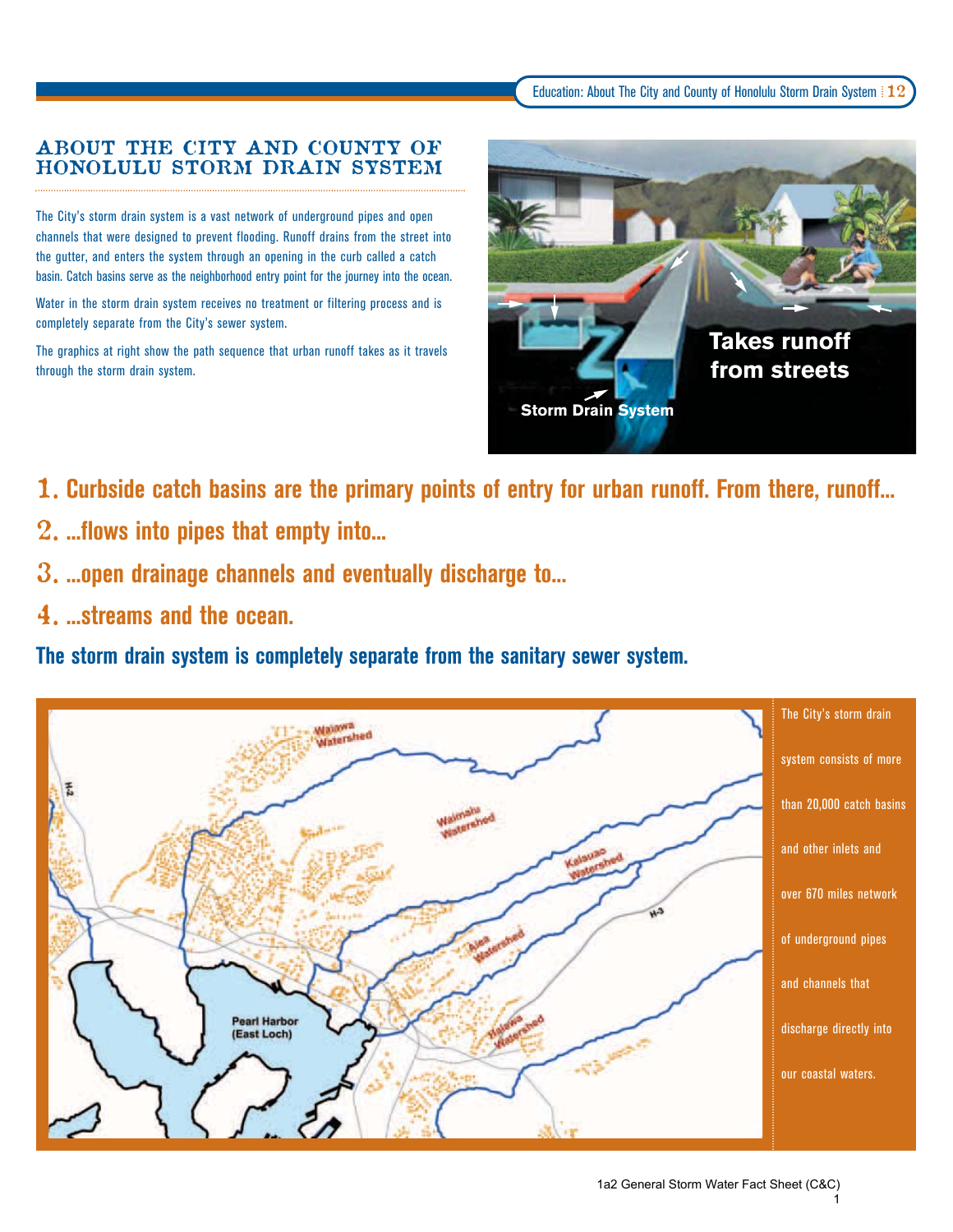# ABOUT THE CITY AND COUNTY OF HONOLULU STORM DRAIN SYSTEM

The City's storm drain system is a vast network of underground pipes and open channels that were designed to prevent flooding. Runoff drains from the street into the gutter, and enters the system through an opening in the curb called a catch basin. Catch basins serve as the neighborhood entry point for the journey into the ocean.

Water in the storm drain system receives no treatment or filtering process and is completely separate from the City's sewer system.

The graphics at right show the path sequence that urban runoff takes as it travels through the storm drain system.

1. **Curbside catch basins are the primary points of entry for urban runoff. From there, runoff...**
2. **...flows into pipes that empty into...**
3. **...open drainage channels and eventually discharge to...**
4. **...streams and the ocean.**

**The storm drain system is completely separate from the sanitary sewer system.**

The City's storm drain system consists of more than 20,000 catch basins and other inlets and over 670 miles network of underground pipes and channels that discharge directly into our coastal waters.

1a2 General Storm Water Fact Sheet (C&C)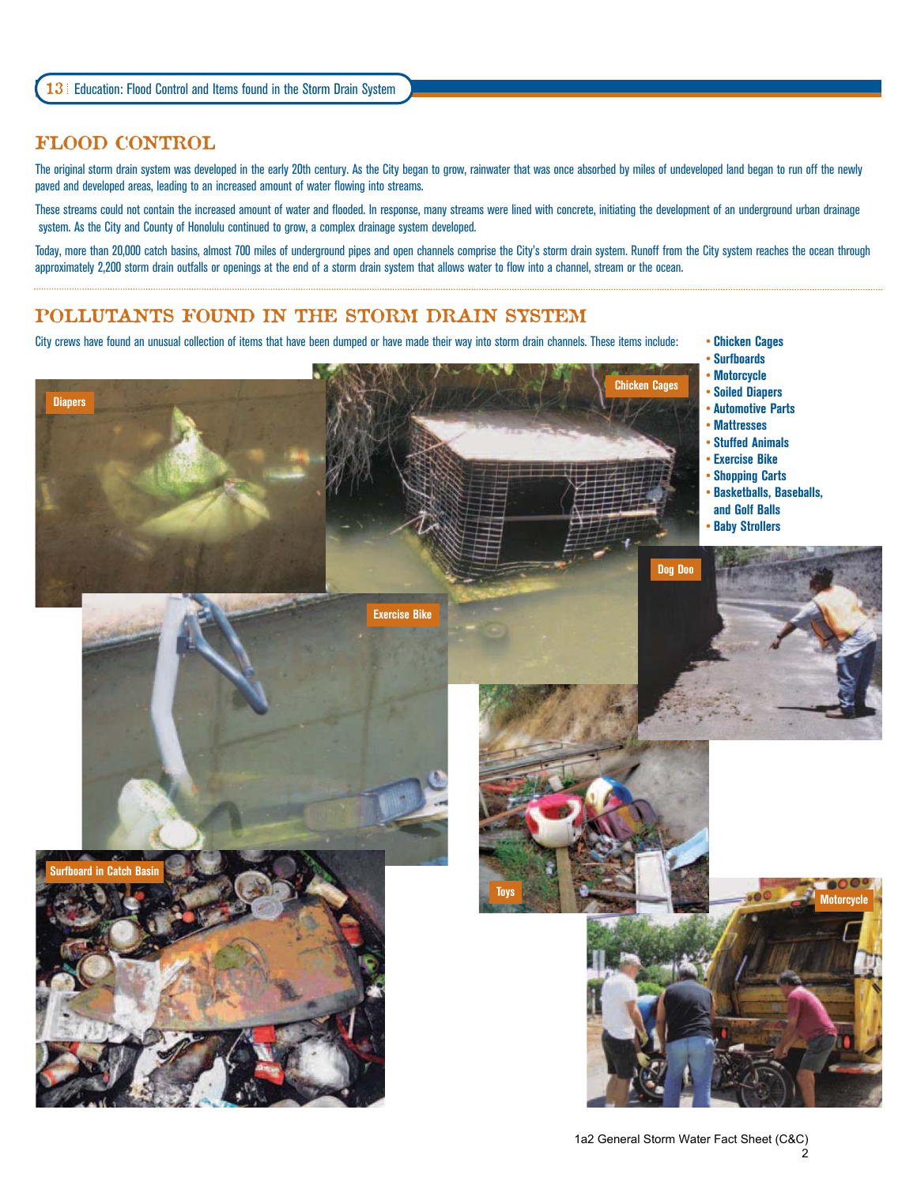## 13 | Education: Flood Control and Items found in the Storm Drain System

## FLOOD CONTROL

The original storm drain system was developed in the early 20th century. As the City began to grow, rainwater that was once absorbed by miles of undeveloped land began to run off the newly paved and developed areas, leading to an increased amount of water flowing into streams.

These streams could not contain the increased amount of water and flooded. In response, many streams were lined with concrete, initiating the development of an underground urban drainage system. As the City and County of Honolulu continued to grow, a complex drainage system developed.

Today, more than 20,000 catch basins, almost 700 miles of underground pipes and open channels comprise the City's storm drain system. Runoff from the City system reaches the ocean through approximately 2,200 storm drain outfalls or openings at the end of a storm drain system that allows water to flow into a channel, stream or the ocean.

## POLLUTANTS FOUND IN THE STORM DRAIN SYSTEM

City crews have found an unusual collection of items that have been dumped or have made their way into storm drain channels. These items include:

- **Chicken Cages**
- **Surfboards**
- **Motorcycle**
- **Soiled Diapers**
- **Automotive Parts**
- **Mattresses**
- **Stuffed Animals**
- **Exercise Bike**
- **Shopping Carts**
- **Basketballs, Baseballs, and Golf Balls**
- **Baby Strollers**

Diapers

Chicken Cages

Dog Doo

Exercise Bike

Toys

Surfboard in Catch Basin

Motorcycle

1a2 General Storm Water Fact Sheet (C&C)